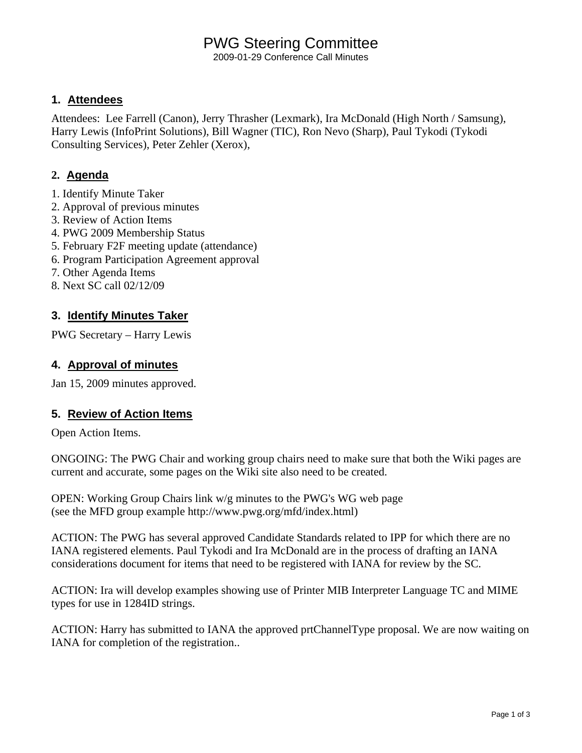# PWG Steering Committee

2009-01-29 Conference Call Minutes

## 1. Attendees

Attendees: Lee Farrell (Canon), Jerry Thrasher (Lexmark), Ira McDonald (High North / Samsung), Harry Lewis (InfoPrint Solutions), Bill Wagner (TIC), Ron Nevo (Sharp), Paul Tykodi (Tykodi Consulting Services), Peter Zehler (Xerox),

## 2. Agenda

1. Identify Minute Taker
2. Approval of previous minutes
3. Review of Action Items
4. PWG 2009 Membership Status
5. February F2F meeting update (attendance)
6. Program Participation Agreement approval
7. Other Agenda Items
8. Next SC call 02/12/09

## 3. Identify Minutes Taker

PWG Secretary – Harry Lewis

## 4. Approval of minutes

Jan 15, 2009 minutes approved.

## 5. Review of Action Items

Open Action Items.

ONGOING: The PWG Chair and working group chairs need to make sure that both the Wiki pages are current and accurate, some pages on the Wiki site also need to be created.

OPEN: Working Group Chairs link w/g minutes to the PWG's WG web page
(see the MFD group example http://www.pwg.org/mfd/index.html)

ACTION: The PWG has several approved Candidate Standards related to IPP for which there are no IANA registered elements. Paul Tykodi and Ira McDonald are in the process of drafting an IANA considerations document for items that need to be registered with IANA for review by the SC.

ACTION: Ira will develop examples showing use of Printer MIB Interpreter Language TC and MIME types for use in 1284ID strings.

ACTION: Harry has submitted to IANA the approved prtChannelType proposal. We are now waiting on IANA for completion of the registration..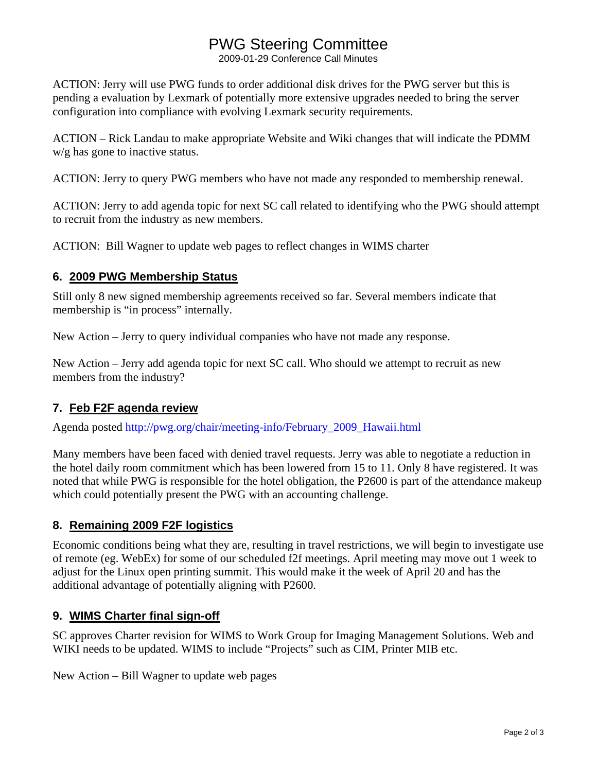ACTION: Jerry will use PWG funds to order additional disk drives for the PWG server but this is pending a evaluation by Lexmark of potentially more extensive upgrades needed to bring the server configuration into compliance with evolving Lexmark security requirements.

ACTION – Rick Landau to make appropriate Website and Wiki changes that will indicate the PDMM w/g has gone to inactive status.

ACTION: Jerry to query PWG members who have not made any responded to membership renewal.

ACTION: Jerry to add agenda topic for next SC call related to identifying who the PWG should attempt to recruit from the industry as new members.

ACTION: Bill Wagner to update web pages to reflect changes in WIMS charter

## 6. 2009 PWG Membership Status

Still only 8 new signed membership agreements received so far. Several members indicate that membership is "in process" internally.

New Action – Jerry to query individual companies who have not made any response.

New Action – Jerry add agenda topic for next SC call. Who should we attempt to recruit as new members from the industry?

## 7. Feb F2F agenda review

Agenda posted http://pwg.org/chair/meeting-info/February_2009_Hawaii.html

Many members have been faced with denied travel requests. Jerry was able to negotiate a reduction in the hotel daily room commitment which has been lowered from 15 to 11. Only 8 have registered. It was noted that while PWG is responsible for the hotel obligation, the P2600 is part of the attendance makeup which could potentially present the PWG with an accounting challenge.

## 8. Remaining 2009 F2F logistics

Economic conditions being what they are, resulting in travel restrictions, we will begin to investigate use of remote (eg. WebEx) for some of our scheduled f2f meetings. April meeting may move out 1 week to adjust for the Linux open printing summit. This would make it the week of April 20 and has the additional advantage of potentially aligning with P2600.

## 9. WIMS Charter final sign-off

SC approves Charter revision for WIMS to Work Group for Imaging Management Solutions. Web and WIKI needs to be updated. WIMS to include "Projects" such as CIM, Printer MIB etc.

New Action – Bill Wagner to update web pages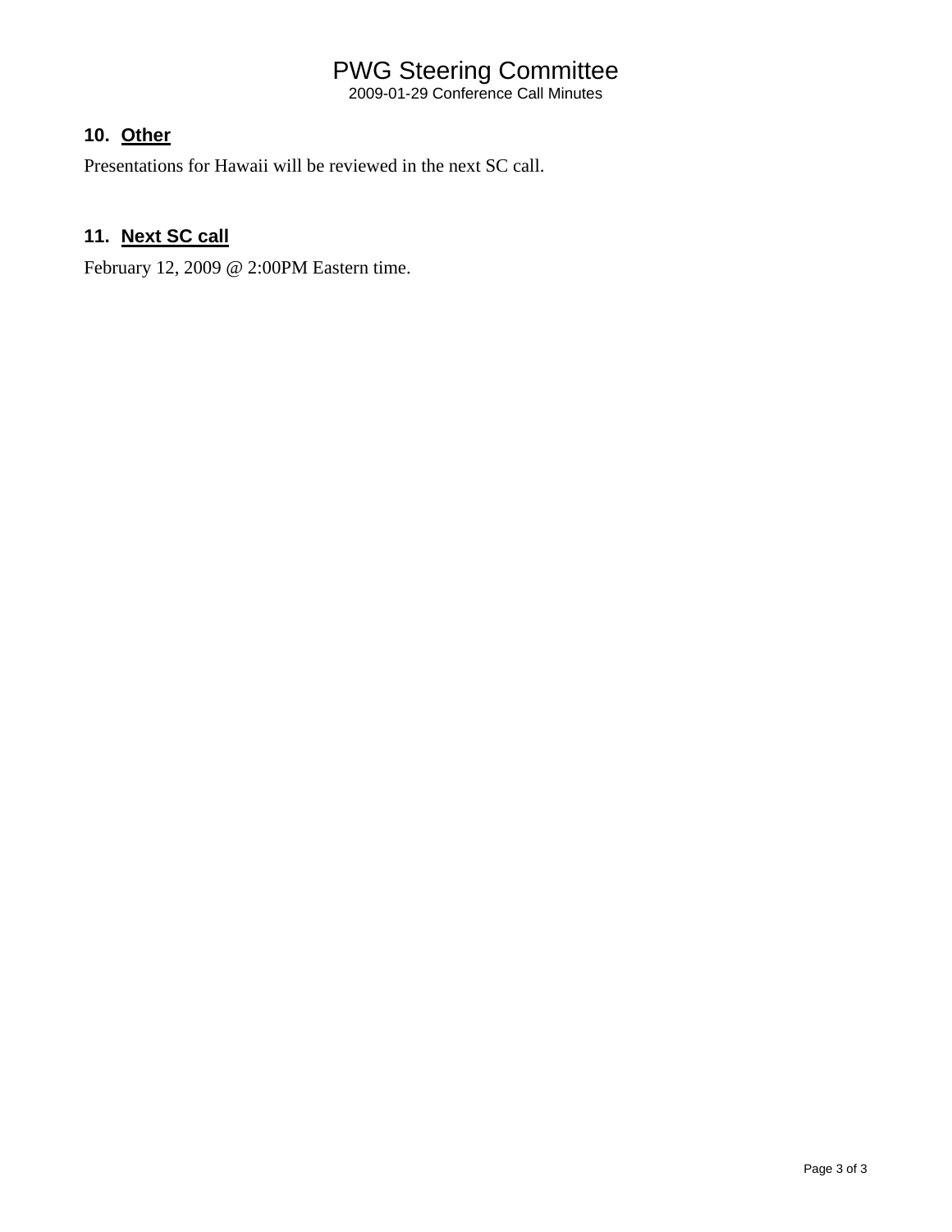## 10. Other

Presentations for Hawaii will be reviewed in the next SC call.

## 11. Next SC call

February 12, 2009 @ 2:00PM Eastern time.